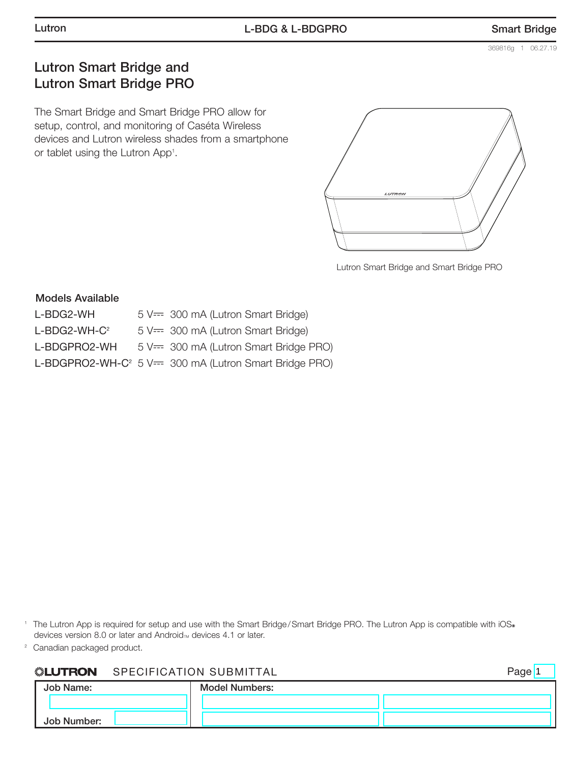# Lutron Smart Bridge and Lutron Smart Bridge PRO

The Smart Bridge and Smart Bridge PRO allow for setup, control, and monitoring of Caséta Wireless devices and Lutron wireless shades from a smartphone or tablet using the Lutron App[1].

Lutron Smart Bridge and Smart Bridge PRO

## Models Available

| Model | Rating |
|---|---|
| L-BDG2-WH | 5 V⎓ 300 mA (Lutron Smart Bridge) |
| L-BDG2-WH-C[2] | 5 V⎓ 300 mA (Lutron Smart Bridge) |
| L-BDGPRO2-WH | 5 V⎓ 300 mA (Lutron Smart Bridge PRO) |
| L-BDGPRO2-WH-C[2] | 5 V⎓ 300 mA (Lutron Smart Bridge PRO) |

[1] The Lutron App is required for setup and use with the Smart Bridge / Smart Bridge PRO. The Lutron App is compatible with iOS® devices version 8.0 or later and Android™ devices 4.1 or later.

[2] Canadian packaged product.

**LUTRON** SPECIFICATION SUBMITTAL

| Job Name: | Model Numbers: | |
|---|---|---|
| | | |
| Job Number: | | |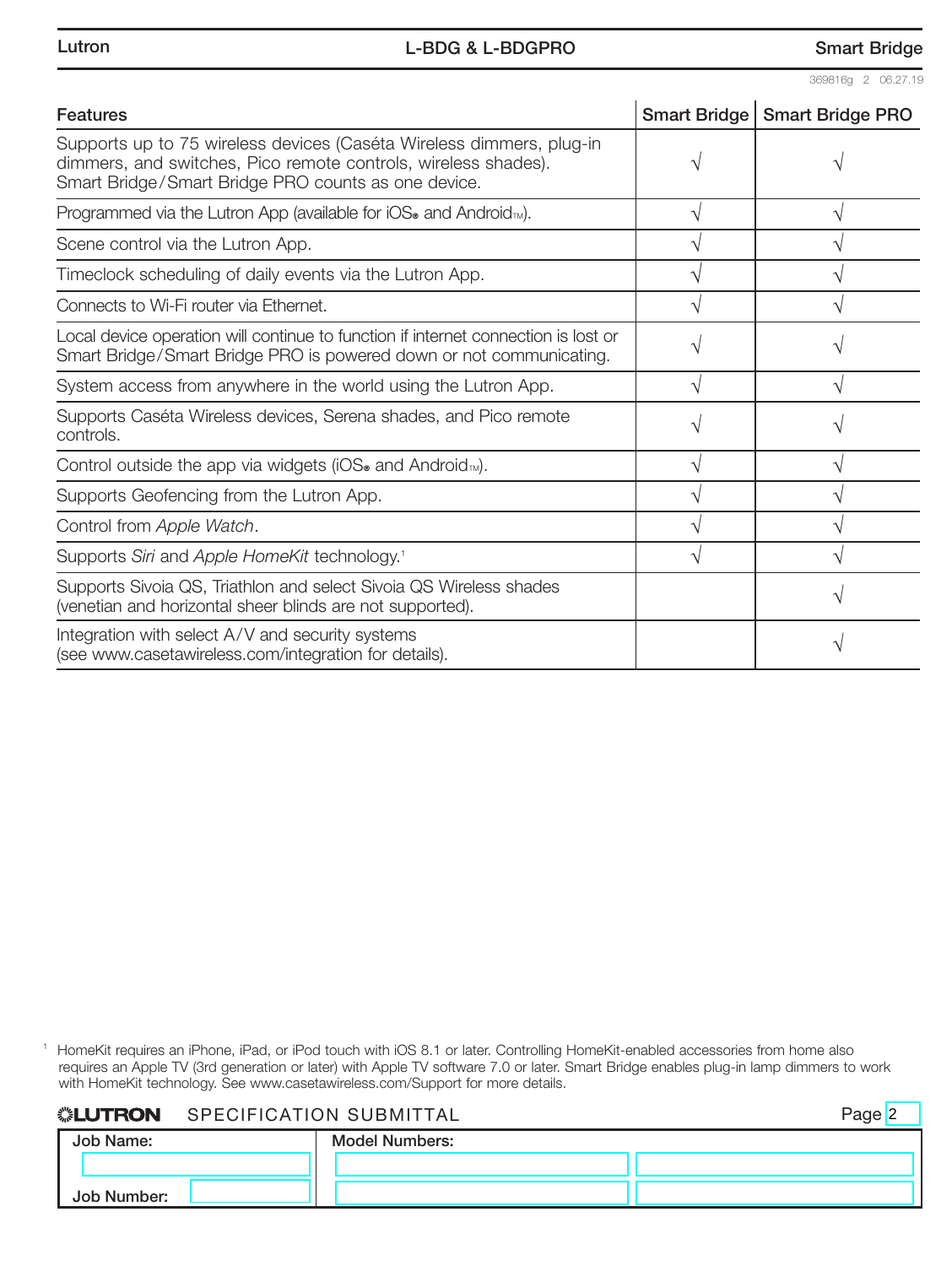| Features | Smart Bridge | Smart Bridge PRO |
|---|---|---|
| Supports up to 75 wireless devices (Caséta Wireless dimmers, plug-in dimmers, and switches, Pico remote controls, wireless shades). Smart Bridge/Smart Bridge PRO counts as one device. | √ | √ |
| Programmed via the Lutron App (available for iOS® and Android™). | √ | √ |
| Scene control via the Lutron App. | √ | √ |
| Timeclock scheduling of daily events via the Lutron App. | √ | √ |
| Connects to Wi-Fi router via Ethernet. | √ | √ |
| Local device operation will continue to function if internet connection is lost or Smart Bridge/Smart Bridge PRO is powered down or not communicating. | √ | √ |
| System access from anywhere in the world using the Lutron App. | √ | √ |
| Supports Caséta Wireless devices, Serena shades, and Pico remote controls. | √ | √ |
| Control outside the app via widgets (iOS® and Android™). | √ | √ |
| Supports Geofencing from the Lutron App. | √ | √ |
| Control from *Apple Watch*. | √ | √ |
| Supports *Siri* and *Apple HomeKit* technology.[1] | √ | √ |
| Supports Sivoia QS, Triathlon and select Sivoia QS Wireless shades (venetian and horizontal sheer blinds are not supported). | | √ |
| Integration with select A/V and security systems (see www.casetawireless.com/integration for details). | | √ |

[1] HomeKit requires an iPhone, iPad, or iPod touch with iOS 8.1 or later. Controlling HomeKit-enabled accessories from home also requires an Apple TV (3rd generation or later) with Apple TV software 7.0 or later. Smart Bridge enables plug-in lamp dimmers to work with HomeKit technology. See www.casetawireless.com/Support for more details.

**LUTRON** SPECIFICATION SUBMITTAL

| Job Name: | Model Numbers: |
|---|---|
| | |
| Job Number: | |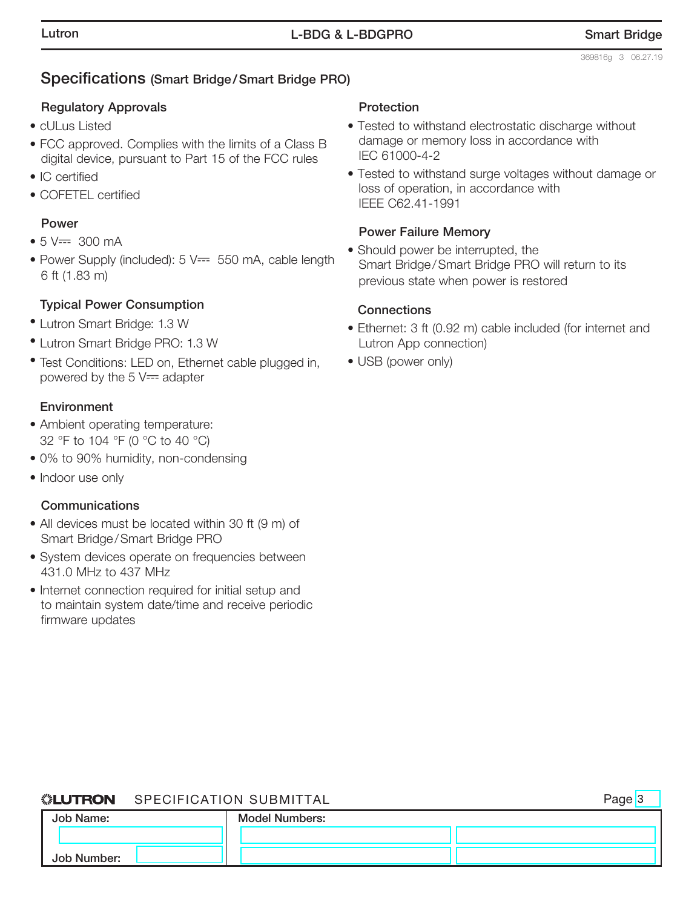## Specifications (Smart Bridge / Smart Bridge PRO)

### Regulatory Approvals

- cULus Listed
- FCC approved. Complies with the limits of a Class B digital device, pursuant to Part 15 of the FCC rules
- IC certified
- COFETEL certified

### Power

- 5 V⎓ 300 mA
- Power Supply (included): 5 V⎓ 550 mA, cable length 6 ft (1.83 m)

### Typical Power Consumption

- Lutron Smart Bridge: 1.3 W
- Lutron Smart Bridge PRO: 1.3 W
- Test Conditions: LED on, Ethernet cable plugged in, powered by the 5 V⎓ adapter

### Environment

- Ambient operating temperature: 32 °F to 104 °F (0 °C to 40 °C)
- 0% to 90% humidity, non-condensing
- Indoor use only

### Communications

- All devices must be located within 30 ft (9 m) of Smart Bridge / Smart Bridge PRO
- System devices operate on frequencies between 431.0 MHz to 437 MHz
- Internet connection required for initial setup and to maintain system date/time and receive periodic firmware updates

### Protection

- Tested to withstand electrostatic discharge without damage or memory loss in accordance with IEC 61000-4-2
- Tested to withstand surge voltages without damage or loss of operation, in accordance with IEEE C62.41-1991

### Power Failure Memory

- Should power be interrupted, the Smart Bridge / Smart Bridge PRO will return to its previous state when power is restored

### Connections

- Ethernet: 3 ft (0.92 m) cable included (for internet and Lutron App connection)
- USB (power only)

LUTRON SPECIFICATION SUBMITTAL

| Job Name: | Model Numbers: | |
|---|---|---|
| | | |
| Job Number: | | |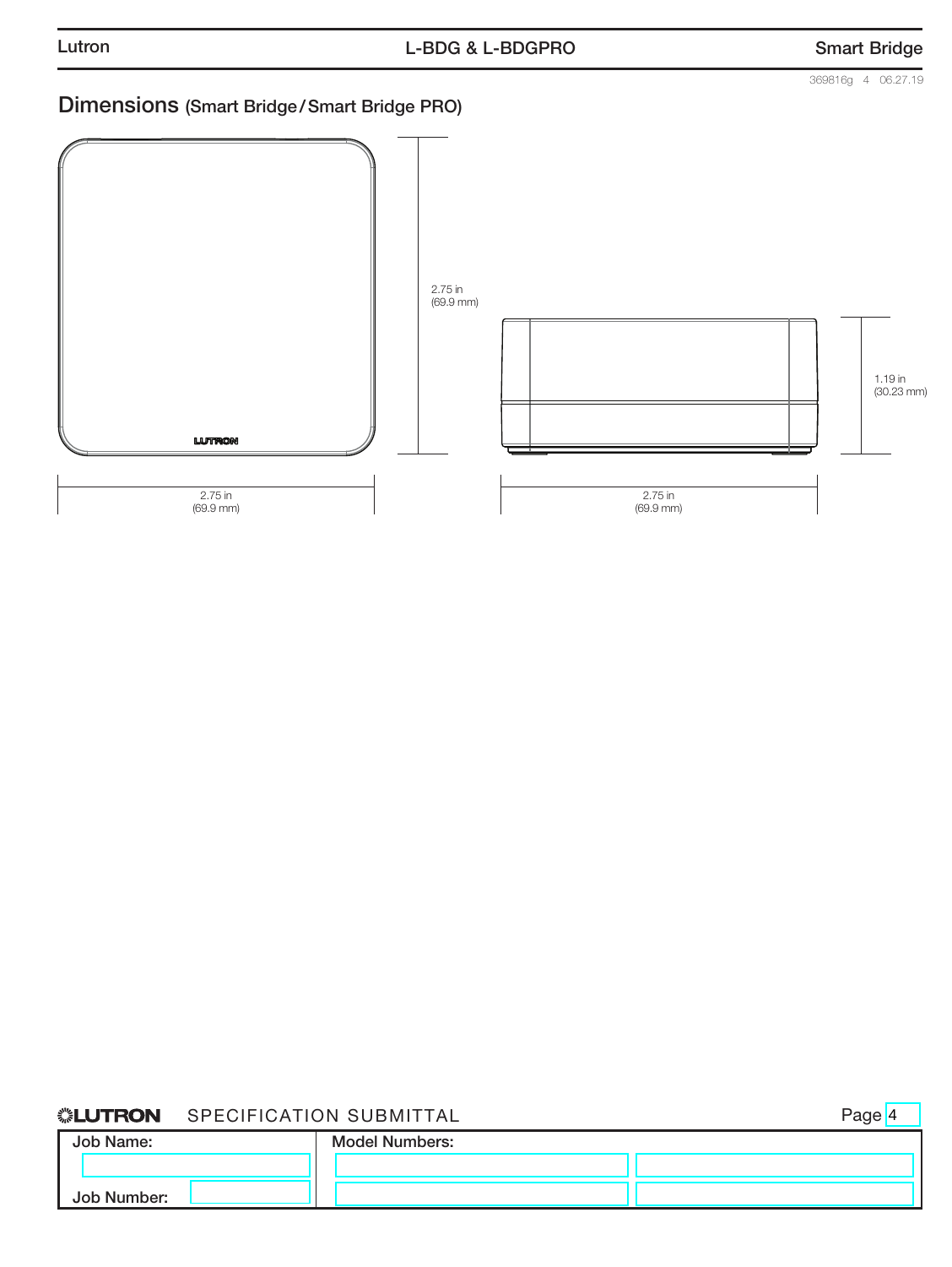## Dimensions (Smart Bridge / Smart Bridge PRO)

2.75 in
(69.9 mm)

1.19 in
(30.23 mm)

2.75 in
(69.9 mm)

2.75 in
(69.9 mm)

LUTRON SPECIFICATION SUBMITTAL

| Job Name: | Model Numbers: |
|---|---|
| Job Number: | |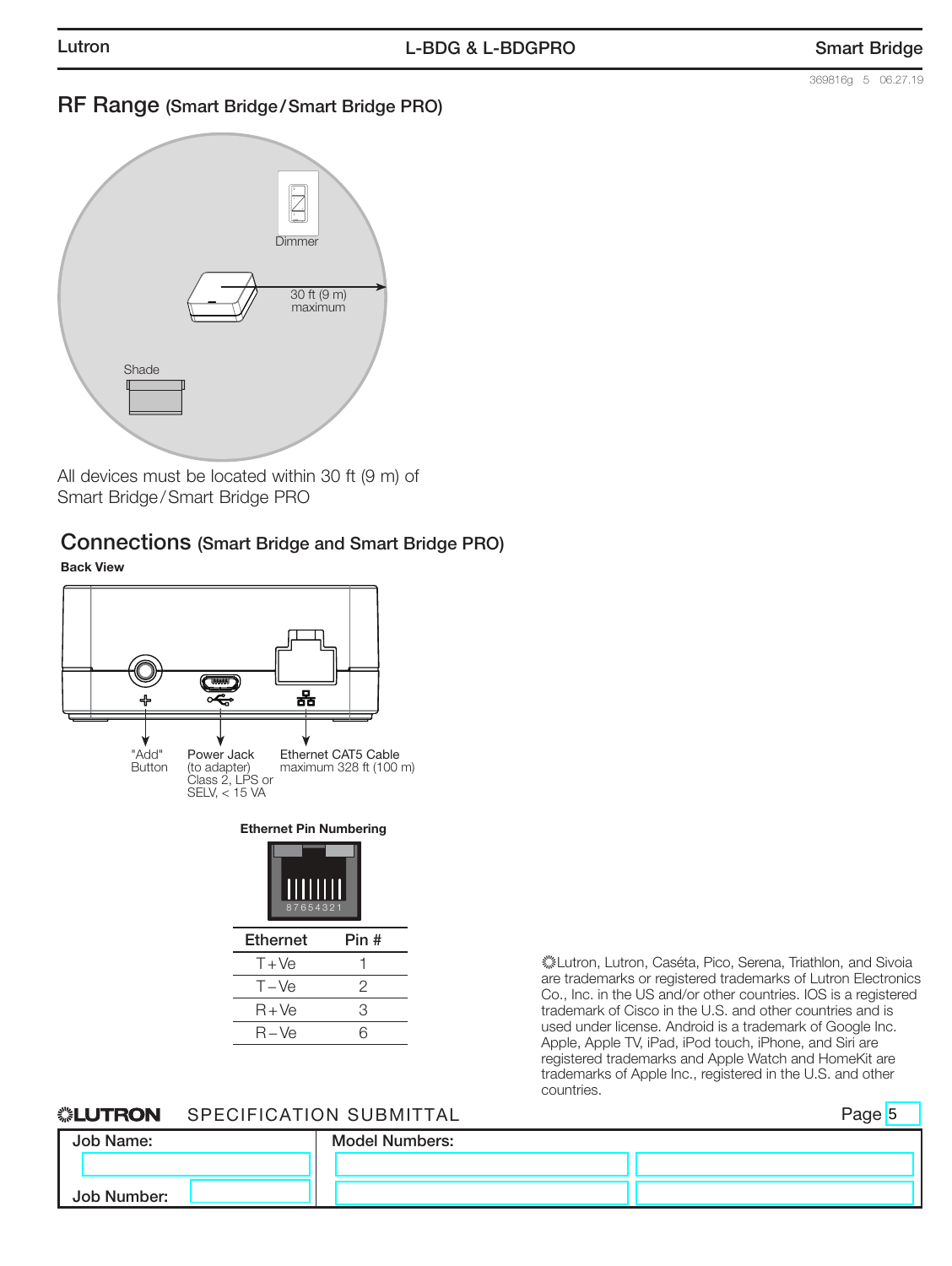## RF Range (Smart Bridge / Smart Bridge PRO)

Dimmer

30 ft (9 m) maximum

Shade

All devices must be located within 30 ft (9 m) of Smart Bridge / Smart Bridge PRO

## Connections (Smart Bridge and Smart Bridge PRO)

**Back View**

"Add" Button

Power Jack (to adapter) Class 2, LPS or SELV, < 15 VA

Ethernet CAT5 Cable maximum 328 ft (100 m)

**Ethernet Pin Numbering**

87654321

| Ethernet | Pin # |
|---|---|
| T + Ve | 1 |
| T – Ve | 2 |
| R + Ve | 3 |
| R – Ve | 6 |

Lutron, Lutron, Caséta, Pico, Serena, Triathlon, and Sivoia are trademarks or registered trademarks of Lutron Electronics Co., Inc. in the US and/or other countries. IOS is a registered trademark of Cisco in the U.S. and other countries and is used under license. Android is a trademark of Google Inc. Apple, Apple TV, iPad, iPod touch, iPhone, and Siri are registered trademarks and Apple Watch and HomeKit are trademarks of Apple Inc., registered in the U.S. and other countries.

**LUTRON** SPECIFICATION SUBMITTAL

| Job Name: | Model Numbers: | |
|---|---|---|
| | | |
| Job Number: | | |